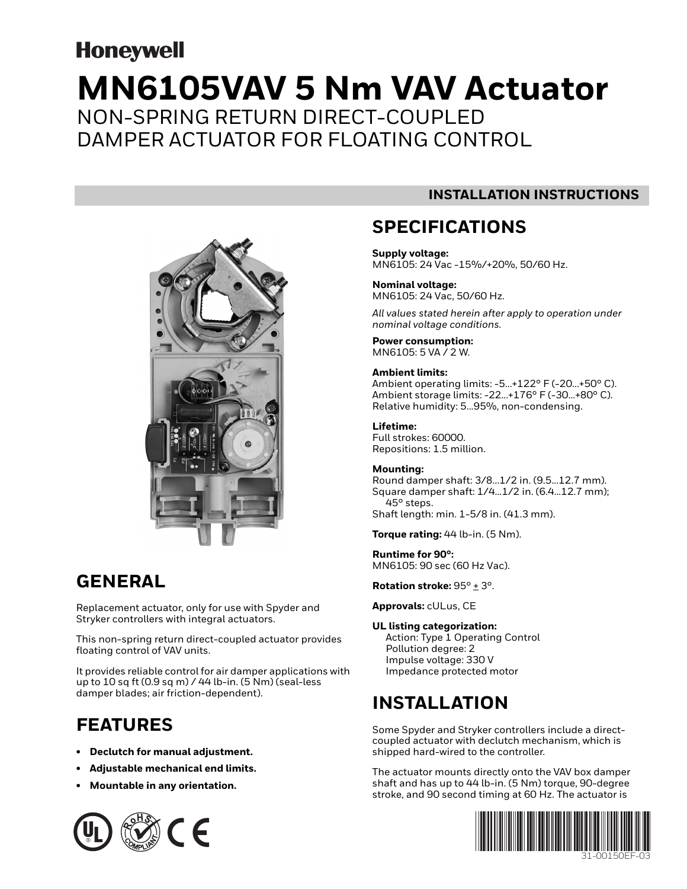Honeywell

# MN6105VAV 5 Nm VAV Actuator

## NON-SPRING RETURN DIRECT-COUPLED DAMPER ACTUATOR FOR FLOATING CONTROL

**INSTALLATION INSTRUCTIONS**

## GENERAL

Replacement actuator, only for use with Spyder and Stryker controllers with integral actuators.

This non-spring return direct-coupled actuator provides floating control of VAV units.

It provides reliable control for air damper applications with up to 10 sq ft (0.9 sq m) / 44 lb-in. (5 Nm) (seal-less damper blades; air friction-dependent).

## FEATURES

- **Declutch for manual adjustment.**
- **Adjustable mechanical end limits.**
- **Mountable in any orientation.**

## SPECIFICATIONS

**Supply voltage:**
MN6105: 24 Vac -15%/+20%, 50/60 Hz.

**Nominal voltage:**
MN6105: 24 Vac, 50/60 Hz.

*All values stated herein after apply to operation under nominal voltage conditions.*

**Power consumption:**
MN6105: 5 VA / 2 W.

**Ambient limits:**
Ambient operating limits: -5...+122° F (-20...+50° C).
Ambient storage limits: -22...+176° F (-30...+80° C).
Relative humidity: 5...95%, non-condensing.

**Lifetime:**
Full strokes: 60000.
Repositions: 1.5 million.

**Mounting:**
Round damper shaft: 3/8...1/2 in. (9.5...12.7 mm).
Square damper shaft: 1/4...1/2 in. (6.4...12.7 mm); 45° steps.
Shaft length: min. 1-5/8 in. (41.3 mm).

**Torque rating:** 44 lb-in. (5 Nm).

**Runtime for 90°:**
MN6105: 90 sec (60 Hz Vac).

**Rotation stroke:** 95° ± 3°.

**Approvals:** cULus, CE

**UL listing categorization:**
Action: Type 1 Operating Control
Pollution degree: 2
Impulse voltage: 330 V
Impedance protected motor

## INSTALLATION

Some Spyder and Stryker controllers include a direct-coupled actuator with declutch mechanism, which is shipped hard-wired to the controller.

The actuator mounts directly onto the VAV box damper shaft and has up to 44 lb-in. (5 Nm) torque, 90-degree stroke, and 90 second timing at 60 Hz. The actuator is

31-00150EF-03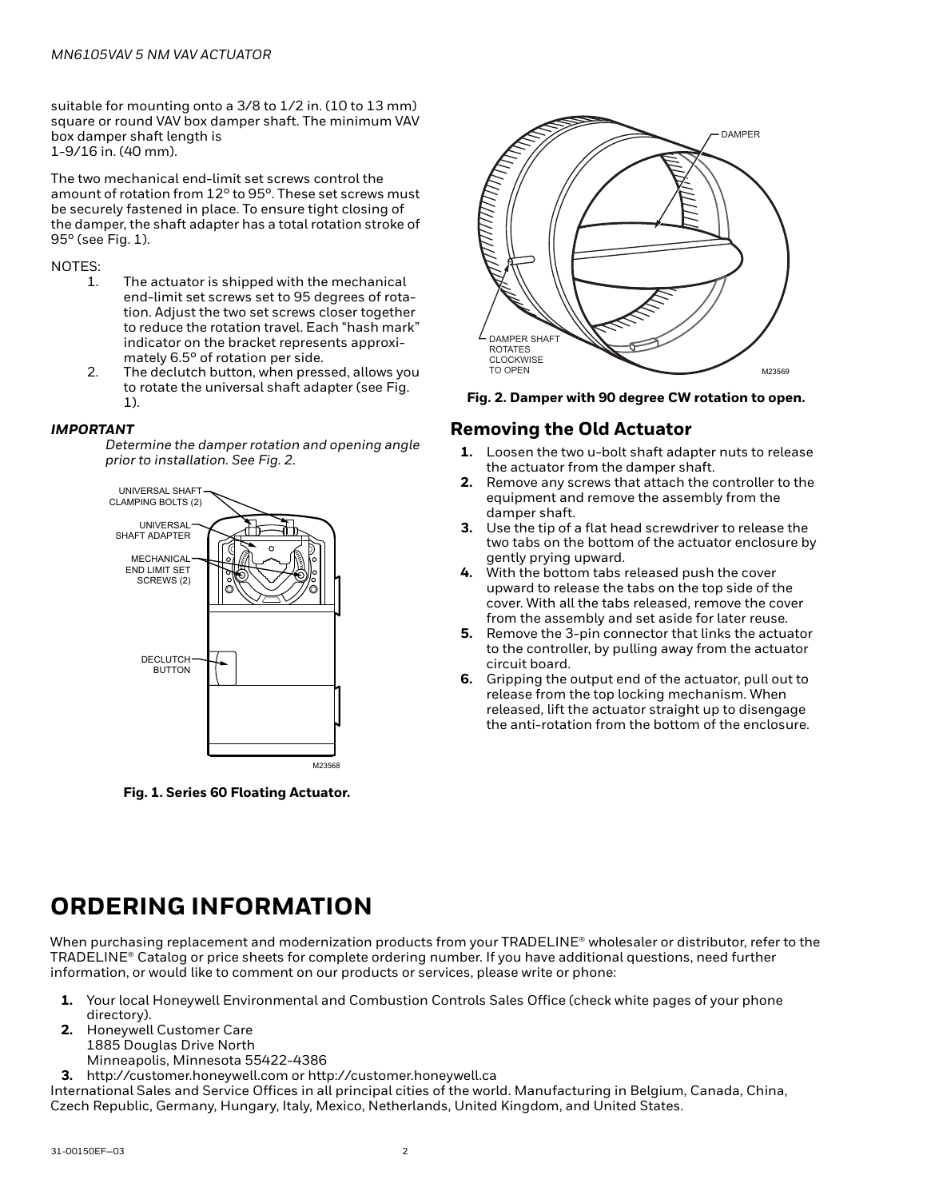suitable for mounting onto a 3/8 to 1/2 in. (10 to 13 mm) square or round VAV box damper shaft. The minimum VAV box damper shaft length is
1-9/16 in. (40 mm).

The two mechanical end-limit set screws control the amount of rotation from 12° to 95°. These set screws must be securely fastened in place. To ensure tight closing of the damper, the shaft adapter has a total rotation stroke of 95° (see Fig. 1).

NOTES:

1. The actuator is shipped with the mechanical end-limit set screws set to 95 degrees of rotation. Adjust the two set screws closer together to reduce the rotation travel. Each "hash mark" indicator on the bracket represents approximately 6.5° of rotation per side.
2. The declutch button, when pressed, allows you to rotate the universal shaft adapter (see Fig. 1).

***IMPORTANT***

*Determine the damper rotation and opening angle prior to installation. See Fig. 2.*

UNIVERSAL SHAFT CLAMPING BOLTS (2)
UNIVERSAL SHAFT ADAPTER
MECHANICAL END LIMIT SET SCREWS (2)
DECLUTCH BUTTON
M23568

**Fig. 1. Series 60 Floating Actuator.**

DAMPER
DAMPER SHAFT ROTATES CLOCKWISE TO OPEN
M23569

**Fig. 2. Damper with 90 degree CW rotation to open.**

## Removing the Old Actuator

1. Loosen the two u-bolt shaft adapter nuts to release the actuator from the damper shaft.
2. Remove any screws that attach the controller to the equipment and remove the assembly from the damper shaft.
3. Use the tip of a flat head screwdriver to release the two tabs on the bottom of the actuator enclosure by gently prying upward.
4. With the bottom tabs released push the cover upward to release the tabs on the top side of the cover. With all the tabs released, remove the cover from the assembly and set aside for later reuse.
5. Remove the 3-pin connector that links the actuator to the controller, by pulling away from the actuator circuit board.
6. Gripping the output end of the actuator, pull out to release from the top locking mechanism. When released, lift the actuator straight up to disengage the anti-rotation from the bottom of the enclosure.

# ORDERING INFORMATION

When purchasing replacement and modernization products from your TRADELINE® wholesaler or distributor, refer to the TRADELINE® Catalog or price sheets for complete ordering number. If you have additional questions, need further information, or would like to comment on our products or services, please write or phone:

1. Your local Honeywell Environmental and Combustion Controls Sales Office (check white pages of your phone directory).
2. Honeywell Customer Care
   1885 Douglas Drive North
   Minneapolis, Minnesota 55422-4386
3. http://customer.honeywell.com or http://customer.honeywell.ca

International Sales and Service Offices in all principal cities of the world. Manufacturing in Belgium, Canada, China, Czech Republic, Germany, Hungary, Italy, Mexico, Netherlands, United Kingdom, and United States.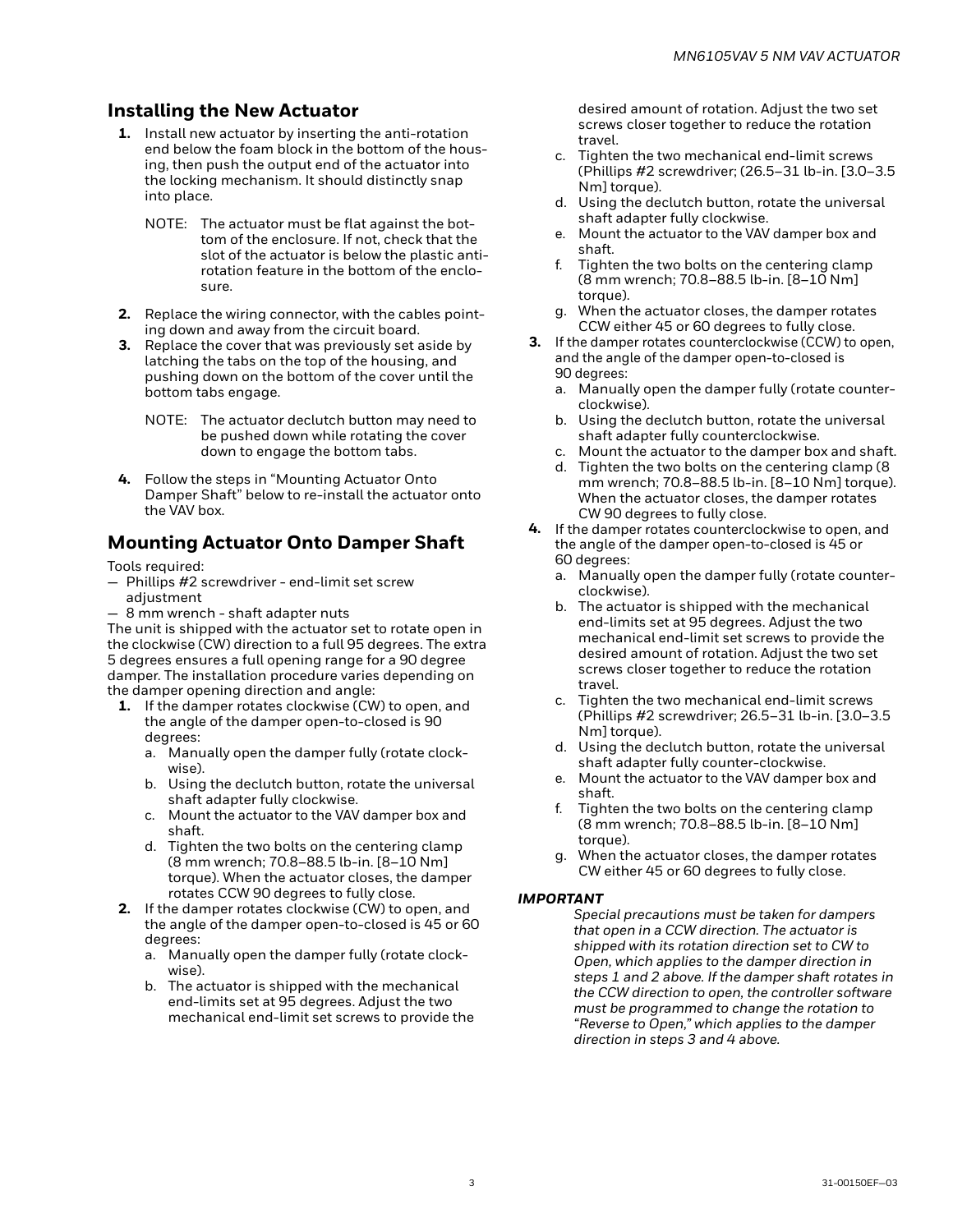## Installing the New Actuator

1. Install new actuator by inserting the anti-rotation end below the foam block in the bottom of the housing, then push the output end of the actuator into the locking mechanism. It should distinctly snap into place.

   NOTE: The actuator must be flat against the bottom of the enclosure. If not, check that the slot of the actuator is below the plastic anti-rotation feature in the bottom of the enclosure.

2. Replace the wiring connector, with the cables pointing down and away from the circuit board.
3. Replace the cover that was previously set aside by latching the tabs on the top of the housing, and pushing down on the bottom of the cover until the bottom tabs engage.

   NOTE: The actuator declutch button may need to be pushed down while rotating the cover down to engage the bottom tabs.

4. Follow the steps in "Mounting Actuator Onto Damper Shaft" below to re-install the actuator onto the VAV box.

## Mounting Actuator Onto Damper Shaft

Tools required:
— Phillips #2 screwdriver - end-limit set screw adjustment
— 8 mm wrench - shaft adapter nuts

The unit is shipped with the actuator set to rotate open in the clockwise (CW) direction to a full 95 degrees. The extra 5 degrees ensures a full opening range for a 90 degree damper. The installation procedure varies depending on the damper opening direction and angle:

1. If the damper rotates clockwise (CW) to open, and the angle of the damper open-to-closed is 90 degrees:
   a. Manually open the damper fully (rotate clockwise).
   b. Using the declutch button, rotate the universal shaft adapter fully clockwise.
   c. Mount the actuator to the VAV damper box and shaft.
   d. Tighten the two bolts on the centering clamp (8 mm wrench; 70.8–88.5 lb-in. [8–10 Nm] torque). When the actuator closes, the damper rotates CCW 90 degrees to fully close.
2. If the damper rotates clockwise (CW) to open, and the angle of the damper open-to-closed is 45 or 60 degrees:
   a. Manually open the damper fully (rotate clockwise).
   b. The actuator is shipped with the mechanical end-limits set at 95 degrees. Adjust the two mechanical end-limit set screws to provide the desired amount of rotation. Adjust the two set screws closer together to reduce the rotation travel.
   c. Tighten the two mechanical end-limit screws (Phillips #2 screwdriver; (26.5–31 lb-in. [3.0–3.5 Nm] torque).
   d. Using the declutch button, rotate the universal shaft adapter fully clockwise.
   e. Mount the actuator to the VAV damper box and shaft.
   f. Tighten the two bolts on the centering clamp (8 mm wrench; 70.8–88.5 lb-in. [8–10 Nm] torque).
   g. When the actuator closes, the damper rotates CCW either 45 or 60 degrees to fully close.
3. If the damper rotates counterclockwise (CCW) to open, and the angle of the damper open-to-closed is 90 degrees:
   a. Manually open the damper fully (rotate counterclockwise).
   b. Using the declutch button, rotate the universal shaft adapter fully counterclockwise.
   c. Mount the actuator to the damper box and shaft.
   d. Tighten the two bolts on the centering clamp (8 mm wrench; 70.8–88.5 lb-in. [8–10 Nm] torque). When the actuator closes, the damper rotates CW 90 degrees to fully close.
4. If the damper rotates counterclockwise to open, and the angle of the damper open-to-closed is 45 or 60 degrees:
   a. Manually open the damper fully (rotate counterclockwise).
   b. The actuator is shipped with the mechanical end-limits set at 95 degrees. Adjust the two mechanical end-limit set screws to provide the desired amount of rotation. Adjust the two set screws closer together to reduce the rotation travel.
   c. Tighten the two mechanical end-limit screws (Phillips #2 screwdriver; 26.5–31 lb-in. [3.0–3.5 Nm] torque).
   d. Using the declutch button, rotate the universal shaft adapter fully counter-clockwise.
   e. Mount the actuator to the VAV damper box and shaft.
   f. Tighten the two bolts on the centering clamp (8 mm wrench; 70.8–88.5 lb-in. [8–10 Nm] torque).
   g. When the actuator closes, the damper rotates CW either 45 or 60 degrees to fully close.

***IMPORTANT***

*Special precautions must be taken for dampers that open in a CCW direction. The actuator is shipped with its rotation direction set to CW to Open, which applies to the damper direction in steps 1 and 2 above. If the damper shaft rotates in the CCW direction to open, the controller software must be programmed to change the rotation to "Reverse to Open," which applies to the damper direction in steps 3 and 4 above.*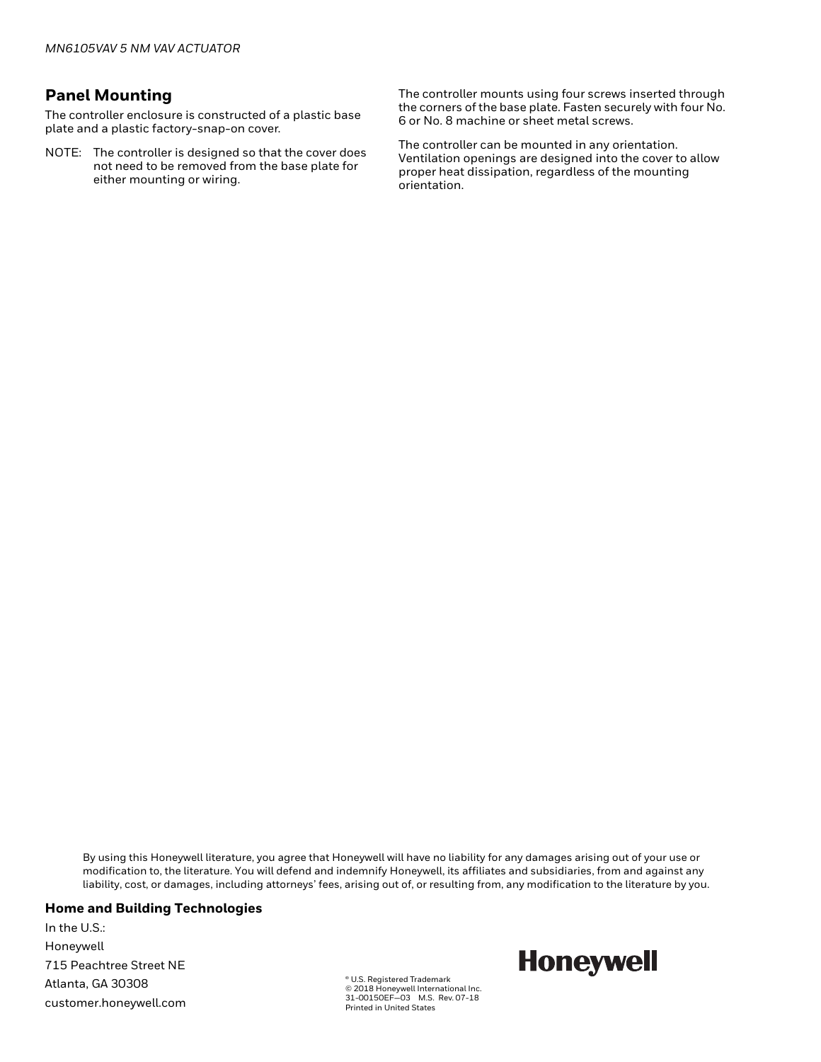## Panel Mounting

The controller enclosure is constructed of a plastic base plate and a plastic factory-snap-on cover.

NOTE: The controller is designed so that the cover does not need to be removed from the base plate for either mounting or wiring.

The controller mounts using four screws inserted through the corners of the base plate. Fasten securely with four No. 6 or No. 8 machine or sheet metal screws.

The controller can be mounted in any orientation. Ventilation openings are designed into the cover to allow proper heat dissipation, regardless of the mounting orientation.

By using this Honeywell literature, you agree that Honeywell will have no liability for any damages arising out of your use or modification to, the literature. You will defend and indemnify Honeywell, its affiliates and subsidiaries, from and against any liability, cost, or damages, including attorneys' fees, arising out of, or resulting from, any modification to the literature by you.

**Home and Building Technologies**

In the U.S.:
Honeywell
715 Peachtree Street NE
Atlanta, GA 30308
customer.honeywell.com

® U.S. Registered Trademark
© 2018 Honeywell International Inc.
31-00150EF—03 M.S. Rev. 07-18
Printed in United States

**Honeywell**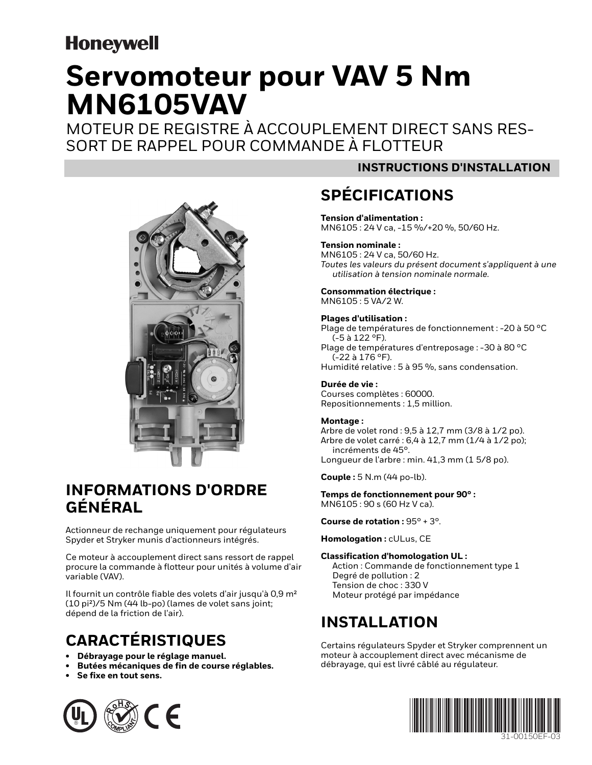**Honeywell**

# Servomoteur pour VAV 5 Nm MN6105VAV

MOTEUR DE REGISTRE À ACCOUPLEMENT DIRECT SANS RESSORT DE RAPPEL POUR COMMANDE À FLOTTEUR

**INSTRUCTIONS D'INSTALLATION**

## INFORMATIONS D'ORDRE GÉNÉRAL

Actionneur de rechange uniquement pour régulateurs Spyder et Stryker munis d'actionneurs intégrés.

Ce moteur à accouplement direct sans ressort de rappel procure la commande à flotteur pour unités à volume d'air variable (VAV).

Il fournit un contrôle fiable des volets d'air jusqu'à 0,9 m² (10 pi²)/5 Nm (44 lb-po) (lames de volet sans joint; dépend de la friction de l'air).

## CARACTÉRISTIQUES

- **Débrayage pour le réglage manuel.**
- **Butées mécaniques de fin de course réglables.**
- **Se fixe en tout sens.**

## SPÉCIFICATIONS

**Tension d'alimentation :**
MN6105 : 24 V ca, -15 %/+20 %, 50/60 Hz.

**Tension nominale :**
MN6105 : 24 V ca, 50/60 Hz.
*Toutes les valeurs du présent document s'appliquent à une utilisation à tension nominale normale.*

**Consommation électrique :**
MN6105 : 5 VA/2 W.

**Plages d'utilisation :**
Plage de températures de fonctionnement : -20 à 50 °C (-5 à 122 °F).
Plage de températures d'entreposage : -30 à 80 °C (-22 à 176 °F).
Humidité relative : 5 à 95 %, sans condensation.

**Durée de vie :**
Courses complètes : 60000.
Repositionnements : 1,5 million.

**Montage :**
Arbre de volet rond : 9,5 à 12,7 mm (3/8 à 1/2 po).
Arbre de volet carré : 6,4 à 12,7 mm (1/4 à 1/2 po); incréments de 45°.
Longueur de l'arbre : min. 41,3 mm (1 5/8 po).

**Couple :** 5 N.m (44 po-lb).

**Temps de fonctionnement pour 90° :**
MN6105 : 90 s (60 Hz V ca).

**Course de rotation :** 95° + 3°.

**Homologation :** cULus, CE

**Classification d'homologation UL :**
Action : Commande de fonctionnement type 1
Degré de pollution : 2
Tension de choc : 330 V
Moteur protégé par impédance

## INSTALLATION

Certains régulateurs Spyder et Stryker comprennent un moteur à accouplement direct avec mécanisme de débrayage, qui est livré câblé au régulateur.

31-00150EF-03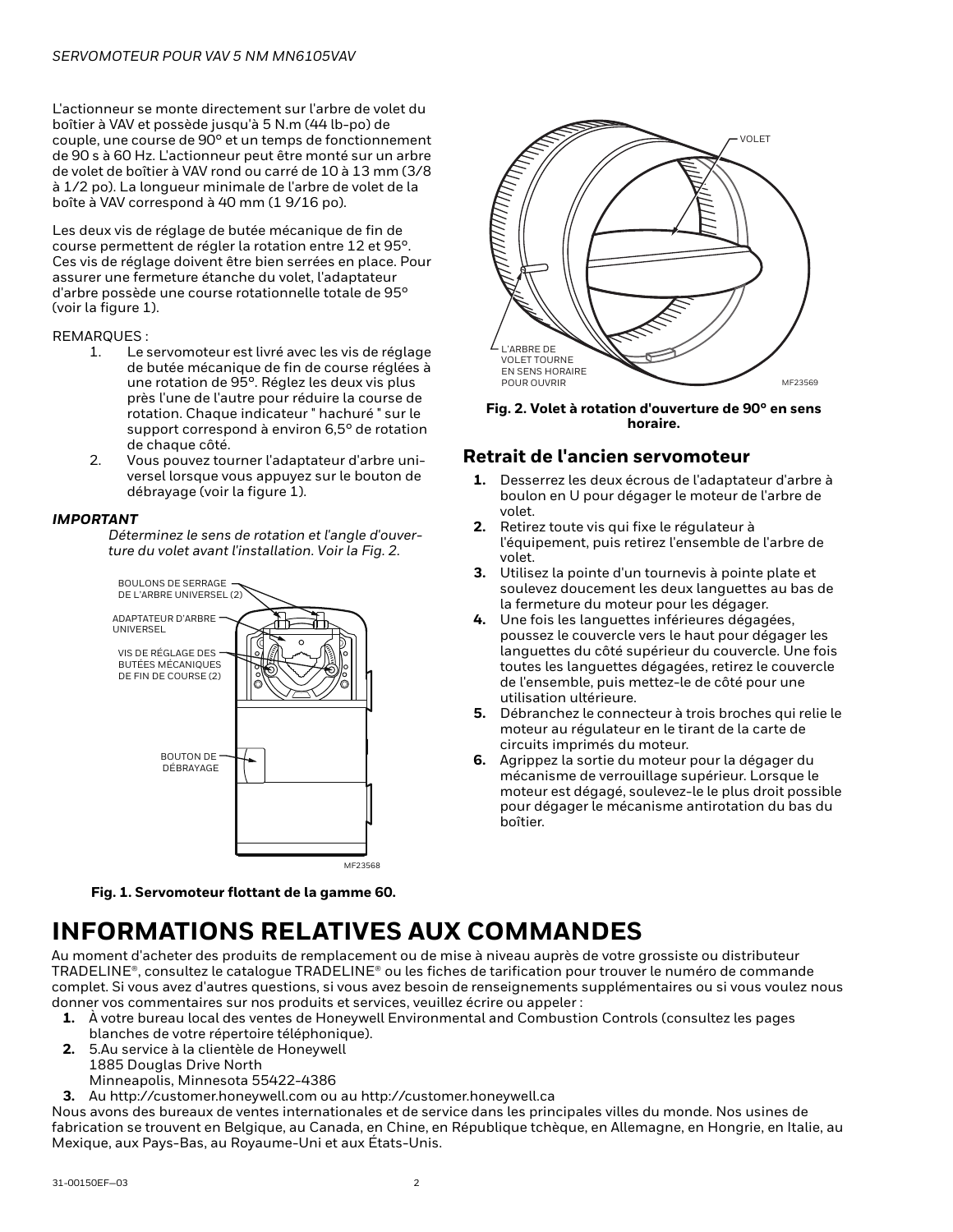L'actionneur se monte directement sur l'arbre de volet du boîtier à VAV et possède jusqu'à 5 N.m (44 lb-po) de couple, une course de 90° et un temps de fonctionnement de 90 s à 60 Hz. L'actionneur peut être monté sur un arbre de volet de boîtier à VAV rond ou carré de 10 à 13 mm (3/8 à 1/2 po). La longueur minimale de l'arbre de volet de la boîte à VAV correspond à 40 mm (1 9/16 po).

Les deux vis de réglage de butée mécanique de fin de course permettent de régler la rotation entre 12 et 95°. Ces vis de réglage doivent être bien serrées en place. Pour assurer une fermeture étanche du volet, l'adaptateur d'arbre possède une course rotationnelle totale de 95° (voir la figure 1).

REMARQUES :

1. Le servomoteur est livré avec les vis de réglage de butée mécanique de fin de course réglées à une rotation de 95°. Réglez les deux vis plus près l'une de l'autre pour réduire la course de rotation. Chaque indicateur " hachuré " sur le support correspond à environ 6,5° de rotation de chaque côté.
2. Vous pouvez tourner l'adaptateur d'arbre universel lorsque vous appuyez sur le bouton de débrayage (voir la figure 1).

***IMPORTANT***

*Déterminez le sens de rotation et l'angle d'ouverture du volet avant l'installation. Voir la Fig. 2.*

BOULONS DE SERRAGE DE L'ARBRE UNIVERSEL (2)

ADAPTATEUR D'ARBRE UNIVERSEL

VIS DE RÉGLAGE DES BUTÉES MÉCANIQUES DE FIN DE COURSE (2)

BOUTON DE DÉBRAYAGE

MF23568

**Fig. 1. Servomoteur flottant de la gamme 60.**

VOLET

L'ARBRE DE VOLET TOURNE EN SENS HORAIRE POUR OUVRIR

MF23569

**Fig. 2. Volet à rotation d'ouverture de 90° en sens horaire.**

## Retrait de l'ancien servomoteur

1. Desserrez les deux écrous de l'adaptateur d'arbre à boulon en U pour dégager le moteur de l'arbre de volet.
2. Retirez toute vis qui fixe le régulateur à l'équipement, puis retirez l'ensemble de l'arbre de volet.
3. Utilisez la pointe d'un tournevis à pointe plate et soulevez doucement les deux languettes au bas de la fermeture du moteur pour les dégager.
4. Une fois les languettes inférieures dégagées, poussez le couvercle vers le haut pour dégager les languettes du côté supérieur du couvercle. Une fois toutes les languettes dégagées, retirez le couvercle de l'ensemble, puis mettez-le de côté pour une utilisation ultérieure.
5. Débranchez le connecteur à trois broches qui relie le moteur au régulateur en le tirant de la carte de circuits imprimés du moteur.
6. Agrippez la sortie du moteur pour la dégager du mécanisme de verrouillage supérieur. Lorsque le moteur est dégagé, soulevez-le le plus droit possible pour dégager le mécanisme antirotation du bas du boîtier.

# INFORMATIONS RELATIVES AUX COMMANDES

Au moment d'acheter des produits de remplacement ou de mise à niveau auprès de votre grossiste ou distributeur TRADELINE®, consultez le catalogue TRADELINE® ou les fiches de tarification pour trouver le numéro de commande complet. Si vous avez d'autres questions, si vous avez besoin de renseignements supplémentaires ou si vous voulez nous donner vos commentaires sur nos produits et services, veuillez écrire ou appeler :

1. À votre bureau local des ventes de Honeywell Environmental and Combustion Controls (consultez les pages blanches de votre répertoire téléphonique).
2. 5.Au service à la clientèle de Honeywell
   1885 Douglas Drive North
   Minneapolis, Minnesota 55422-4386
3. Au http://customer.honeywell.com ou au http://customer.honeywell.ca

Nous avons des bureaux de ventes internationales et de service dans les principales villes du monde. Nos usines de fabrication se trouvent en Belgique, au Canada, en Chine, en République tchèque, en Allemagne, en Hongrie, en Italie, au Mexique, aux Pays-Bas, au Royaume-Uni et aux États-Unis.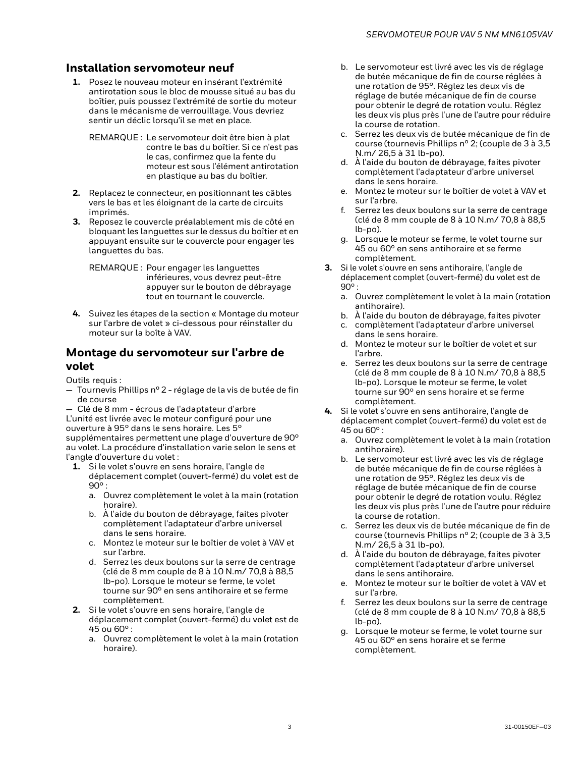## Installation servomoteur neuf

1. Posez le nouveau moteur en insérant l'extrémité antirotation sous le bloc de mousse situé au bas du boîtier, puis poussez l'extrémité de sortie du moteur dans le mécanisme de verrouillage. Vous devriez sentir un déclic lorsqu'il se met en place.

   REMARQUE : Le servomoteur doit être bien à plat contre le bas du boîtier. Si ce n'est pas le cas, confirmez que la fente du moteur est sous l'élément antirotation en plastique au bas du boîtier.

2. Replacez le connecteur, en positionnant les câbles vers le bas et les éloignant de la carte de circuits imprimés.
3. Reposez le couvercle préalablement mis de côté en bloquant les languettes sur le dessus du boîtier et en appuyant ensuite sur le couvercle pour engager les languettes du bas.

   REMARQUE : Pour engager les languettes inférieures, vous devrez peut-être appuyer sur le bouton de débrayage tout en tournant le couvercle.

4. Suivez les étapes de la section « Montage du moteur sur l'arbre de volet » ci-dessous pour réinstaller du moteur sur la boîte à VAV.

## Montage du servomoteur sur l'arbre de volet

Outils requis :

— Tournevis Phillips nº 2 - réglage de la vis de butée de fin de course

— Clé de 8 mm - écrous de l'adaptateur d'arbre

L'unité est livrée avec le moteur configuré pour une ouverture à 95° dans le sens horaire. Les 5° supplémentaires permettent une plage d'ouverture de 90° au volet. La procédure d'installation varie selon le sens et l'angle d'ouverture du volet :

1. Si le volet s'ouvre en sens horaire, l'angle de déplacement complet (ouvert-fermé) du volet est de 90° :
   a. Ouvrez complètement le volet à la main (rotation horaire).
   b. À l'aide du bouton de débrayage, faites pivoter complètement l'adaptateur d'arbre universel dans le sens horaire.
   c. Montez le moteur sur le boîtier de volet à VAV et sur l'arbre.
   d. Serrez les deux boulons sur la serre de centrage (clé de 8 mm couple de 8 à 10 N.m/ 70,8 à 88,5 lb-po). Lorsque le moteur se ferme, le volet tourne sur 90° en sens antihoraire et se ferme complètement.
2. Si le volet s'ouvre en sens horaire, l'angle de déplacement complet (ouvert-fermé) du volet est de 45 ou 60° :
   a. Ouvrez complètement le volet à la main (rotation horaire).
   b. Le servomoteur est livré avec les vis de réglage de butée mécanique de fin de course réglées à une rotation de 95°. Réglez les deux vis de réglage de butée mécanique de fin de course pour obtenir le degré de rotation voulu. Réglez les deux vis plus près l'une de l'autre pour réduire la course de rotation.
   c. Serrez les deux vis de butée mécanique de fin de course (tournevis Phillips nº 2; (couple de 3 à 3,5 N.m/ 26,5 à 31 lb-po).
   d. À l'aide du bouton de débrayage, faites pivoter complètement l'adaptateur d'arbre universel dans le sens horaire.
   e. Montez le moteur sur le boîtier de volet à VAV et sur l'arbre.
   f. Serrez les deux boulons sur la serre de centrage (clé de 8 mm couple de 8 à 10 N.m/ 70,8 à 88,5 lb-po).
   g. Lorsque le moteur se ferme, le volet tourne sur 45 ou 60° en sens antihoraire et se ferme complètement.
3. Si le volet s'ouvre en sens antihoraire, l'angle de déplacement complet (ouvert-fermé) du volet est de 90° :
   a. Ouvrez complètement le volet à la main (rotation antihoraire).
   b. À l'aide du bouton de débrayage, faites pivoter
   c. complètement l'adaptateur d'arbre universel dans le sens horaire.
   d. Montez le moteur sur le boîtier de volet et sur l'arbre.
   e. Serrez les deux boulons sur la serre de centrage (clé de 8 mm couple de 8 à 10 N.m/ 70,8 à 88,5 lb-po). Lorsque le moteur se ferme, le volet tourne sur 90° en sens horaire et se ferme complètement.
4. Si le volet s'ouvre en sens antihoraire, l'angle de déplacement complet (ouvert-fermé) du volet est de 45 ou 60° :
   a. Ouvrez complètement le volet à la main (rotation antihoraire).
   b. Le servomoteur est livré avec les vis de réglage de butée mécanique de fin de course réglées à une rotation de 95°. Réglez les deux vis de réglage de butée mécanique de fin de course pour obtenir le degré de rotation voulu. Réglez les deux vis plus près l'une de l'autre pour réduire la course de rotation.
   c. Serrez les deux vis de butée mécanique de fin de course (tournevis Phillips nº 2; (couple de 3 à 3,5 N.m/ 26,5 à 31 lb-po).
   d. À l'aide du bouton de débrayage, faites pivoter complètement l'adaptateur d'arbre universel dans le sens antihoraire.
   e. Montez le moteur sur le boîtier de volet à VAV et sur l'arbre.
   f. Serrez les deux boulons sur la serre de centrage (clé de 8 mm couple de 8 à 10 N.m/ 70,8 à 88,5 lb-po).
   g. Lorsque le moteur se ferme, le volet tourne sur 45 ou 60° en sens horaire et se ferme complètement.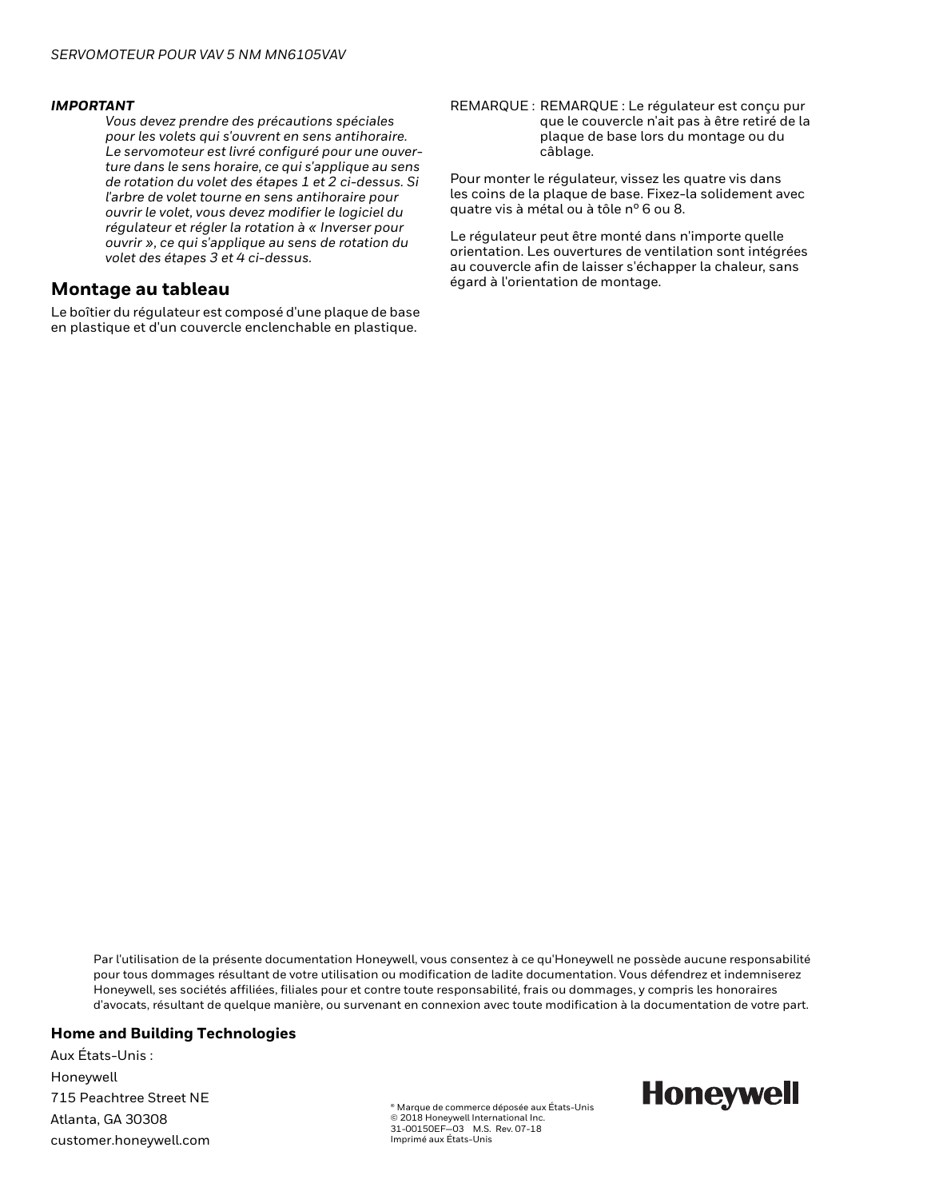***IMPORTANT***

*Vous devez prendre des précautions spéciales pour les volets qui s'ouvrent en sens antihoraire. Le servomoteur est livré configuré pour une ouverture dans le sens horaire, ce qui s'applique au sens de rotation du volet des étapes 1 et 2 ci-dessus. Si l'arbre de volet tourne en sens antihoraire pour ouvrir le volet, vous devez modifier le logiciel du régulateur et régler la rotation à « Inverser pour ouvrir », ce qui s'applique au sens de rotation du volet des étapes 3 et 4 ci-dessus.*

## Montage au tableau

Le boîtier du régulateur est composé d'une plaque de base en plastique et d'un couvercle enclenchable en plastique.

REMARQUE : REMARQUE : Le régulateur est conçu pur que le couvercle n'ait pas à être retiré de la plaque de base lors du montage ou du câblage.

Pour monter le régulateur, vissez les quatre vis dans les coins de la plaque de base. Fixez-la solidement avec quatre vis à métal ou à tôle nº 6 ou 8.

Le régulateur peut être monté dans n'importe quelle orientation. Les ouvertures de ventilation sont intégrées au couvercle afin de laisser s'échapper la chaleur, sans égard à l'orientation de montage.

Par l'utilisation de la présente documentation Honeywell, vous consentez à ce qu'Honeywell ne possède aucune responsabilité pour tous dommages résultant de votre utilisation ou modification de ladite documentation. Vous défendrez et indemniserez Honeywell, ses sociétés affiliées, filiales pour et contre toute responsabilité, frais ou dommages, y compris les honoraires d'avocats, résultant de quelque manière, ou survenant en connexion avec toute modification à la documentation de votre part.

**Home and Building Technologies**

Aux États-Unis :
Honeywell
715 Peachtree Street NE
Atlanta, GA 30308
customer.honeywell.com

® Marque de commerce déposée aux États-Unis
© 2018 Honeywell International Inc.
31-00150EF—03 M.S. Rev. 07-18
Imprimé aux États-Unis

**Honeywell**